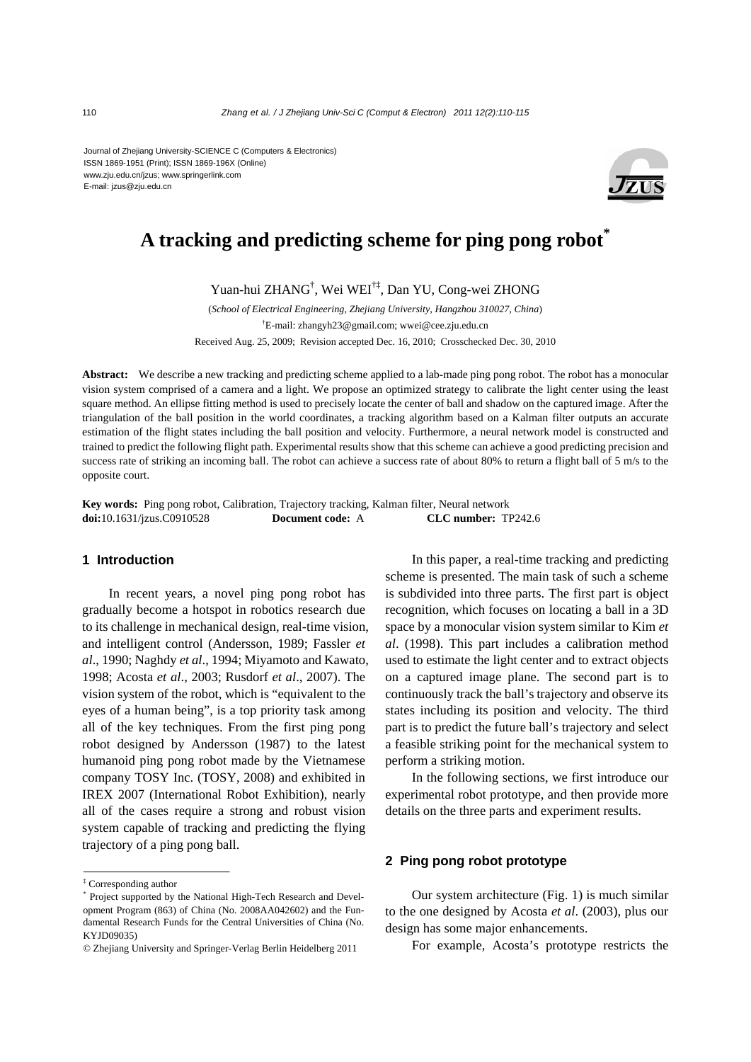Journal of Zhejiang University-SCIENCE C (Computers & Electronics)
ISSN 1869-1951 (Print); ISSN 1869-196X (Online)
www.zju.edu.cn/jzus; www.springerlink.com
E-mail: jzus@zju.edu.cn

# A tracking and predicting scheme for ping pong robot*

Yuan-hui ZHANG[†], Wei WEI[†‡], Dan YU, Cong-wei ZHONG

(*School of Electrical Engineering, Zhejiang University, Hangzhou 310027, China*)

[†]E-mail: zhangyh23@gmail.com; wwei@cee.zju.edu.cn

Received Aug. 25, 2009; Revision accepted Dec. 16, 2010; Crosschecked Dec. 30, 2010

**Abstract:** We describe a new tracking and predicting scheme applied to a lab-made ping pong robot. The robot has a monocular vision system comprised of a camera and a light. We propose an optimized strategy to calibrate the light center using the least square method. An ellipse fitting method is used to precisely locate the center of ball and shadow on the captured image. After the triangulation of the ball position in the world coordinates, a tracking algorithm based on a Kalman filter outputs an accurate estimation of the flight states including the ball position and velocity. Furthermore, a neural network model is constructed and trained to predict the following flight path. Experimental results show that this scheme can achieve a good predicting precision and success rate of striking an incoming ball. The robot can achieve a success rate of about 80% to return a flight ball of 5 m/s to the opposite court.

**Key words:** Ping pong robot, Calibration, Trajectory tracking, Kalman filter, Neural network
**doi:**10.1631/jzus.C0910528 **Document code:** A **CLC number:** TP242.6

## 1 Introduction

In recent years, a novel ping pong robot has gradually become a hotspot in robotics research due to its challenge in mechanical design, real-time vision, and intelligent control (Andersson, 1989; Fassler *et al*., 1990; Naghdy *et al*., 1994; Miyamoto and Kawato, 1998; Acosta *et al*., 2003; Rusdorf *et al*., 2007). The vision system of the robot, which is "equivalent to the eyes of a human being", is a top priority task among all of the key techniques. From the first ping pong robot designed by Andersson (1987) to the latest humanoid ping pong robot made by the Vietnamese company TOSY Inc. (TOSY, 2008) and exhibited in IREX 2007 (International Robot Exhibition), nearly all of the cases require a strong and robust vision system capable of tracking and predicting the flying trajectory of a ping pong ball.

In this paper, a real-time tracking and predicting scheme is presented. The main task of such a scheme is subdivided into three parts. The first part is object recognition, which focuses on locating a ball in a 3D space by a monocular vision system similar to Kim *et al*. (1998). This part includes a calibration method used to estimate the light center and to extract objects on a captured image plane. The second part is to continuously track the ball's trajectory and observe its states including its position and velocity. The third part is to predict the future ball's trajectory and select a feasible striking point for the mechanical system to perform a striking motion.

In the following sections, we first introduce our experimental robot prototype, and then provide more details on the three parts and experiment results.

## 2 Ping pong robot prototype

Our system architecture (Fig. 1) is much similar to the one designed by Acosta *et al*. (2003), plus our design has some major enhancements.

For example, Acosta's prototype restricts the

---

‡ Corresponding author

\* Project supported by the National High-Tech Research and Development Program (863) of China (No. 2008AA042602) and the Fundamental Research Funds for the Central Universities of China (No. KYJD09035)

© Zhejiang University and Springer-Verlag Berlin Heidelberg 2011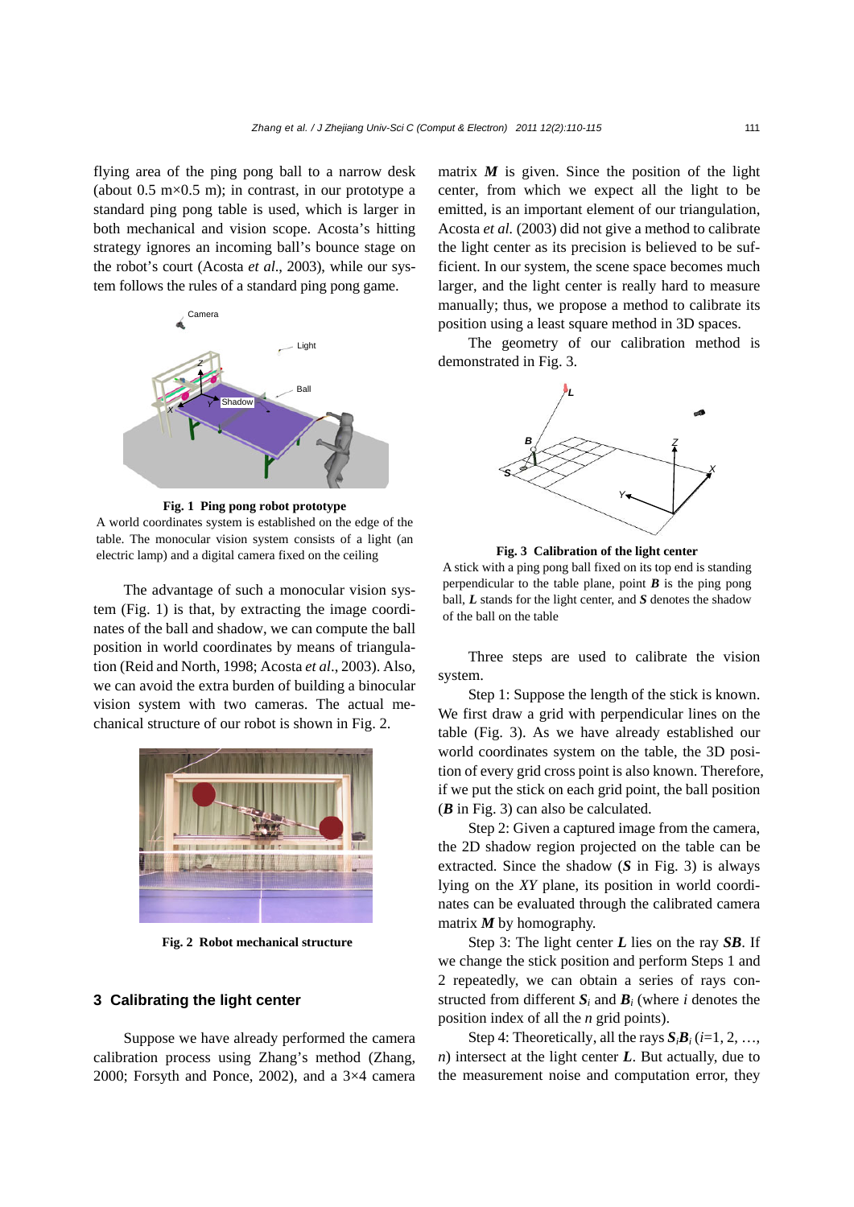flying area of the ping pong ball to a narrow desk (about 0.5 m×0.5 m); in contrast, in our prototype a standard ping pong table is used, which is larger in both mechanical and vision scope. Acosta's hitting strategy ignores an incoming ball's bounce stage on the robot's court (Acosta *et al*., 2003), while our system follows the rules of a standard ping pong game.

**Fig. 1 Ping pong robot prototype**

A world coordinates system is established on the edge of the table. The monocular vision system consists of a light (an electric lamp) and a digital camera fixed on the ceiling

The advantage of such a monocular vision system (Fig. 1) is that, by extracting the image coordinates of the ball and shadow, we can compute the ball position in world coordinates by means of triangulation (Reid and North, 1998; Acosta *et al*., 2003). Also, we can avoid the extra burden of building a binocular vision system with two cameras. The actual mechanical structure of our robot is shown in Fig. 2.

**Fig. 2 Robot mechanical structure**

## 3 Calibrating the light center

Suppose we have already performed the camera calibration process using Zhang's method (Zhang, 2000; Forsyth and Ponce, 2002), and a 3×4 camera matrix $\boldsymbol{M}$ is given. Since the position of the light center, from which we expect all the light to be emitted, is an important element of our triangulation, Acosta *et al.* (2003) did not give a method to calibrate the light center as its precision is believed to be sufficient. In our system, the scene space becomes much larger, and the light center is really hard to measure manually; thus, we propose a method to calibrate its position using a least square method in 3D spaces.

The geometry of our calibration method is demonstrated in Fig. 3.

**Fig. 3 Calibration of the light center**

A stick with a ping pong ball fixed on its top end is standing perpendicular to the table plane, point $\boldsymbol{B}$ is the ping pong ball, $\boldsymbol{L}$ stands for the light center, and $\boldsymbol{S}$ denotes the shadow of the ball on the table

Three steps are used to calibrate the vision system.

Step 1: Suppose the length of the stick is known. We first draw a grid with perpendicular lines on the table (Fig. 3). As we have already established our world coordinates system on the table, the 3D position of every grid cross point is also known. Therefore, if we put the stick on each grid point, the ball position ($\boldsymbol{B}$ in Fig. 3) can also be calculated.

Step 2: Given a captured image from the camera, the 2D shadow region projected on the table can be extracted. Since the shadow ($\boldsymbol{S}$ in Fig. 3) is always lying on the *XY* plane, its position in world coordinates can be evaluated through the calibrated camera matrix $\boldsymbol{M}$ by homography.

Step 3: The light center $\boldsymbol{L}$ lies on the ray $\boldsymbol{SB}$. If we change the stick position and perform Steps 1 and 2 repeatedly, we can obtain a series of rays constructed from different $\boldsymbol{S}_i$ and $\boldsymbol{B}_i$ (where $i$ denotes the position index of all the $n$ grid points).

Step 4: Theoretically, all the rays $\boldsymbol{S}_i\boldsymbol{B}_i$ ($i$=1, 2, …, $n$) intersect at the light center $\boldsymbol{L}$. But actually, due to the measurement noise and computation error, they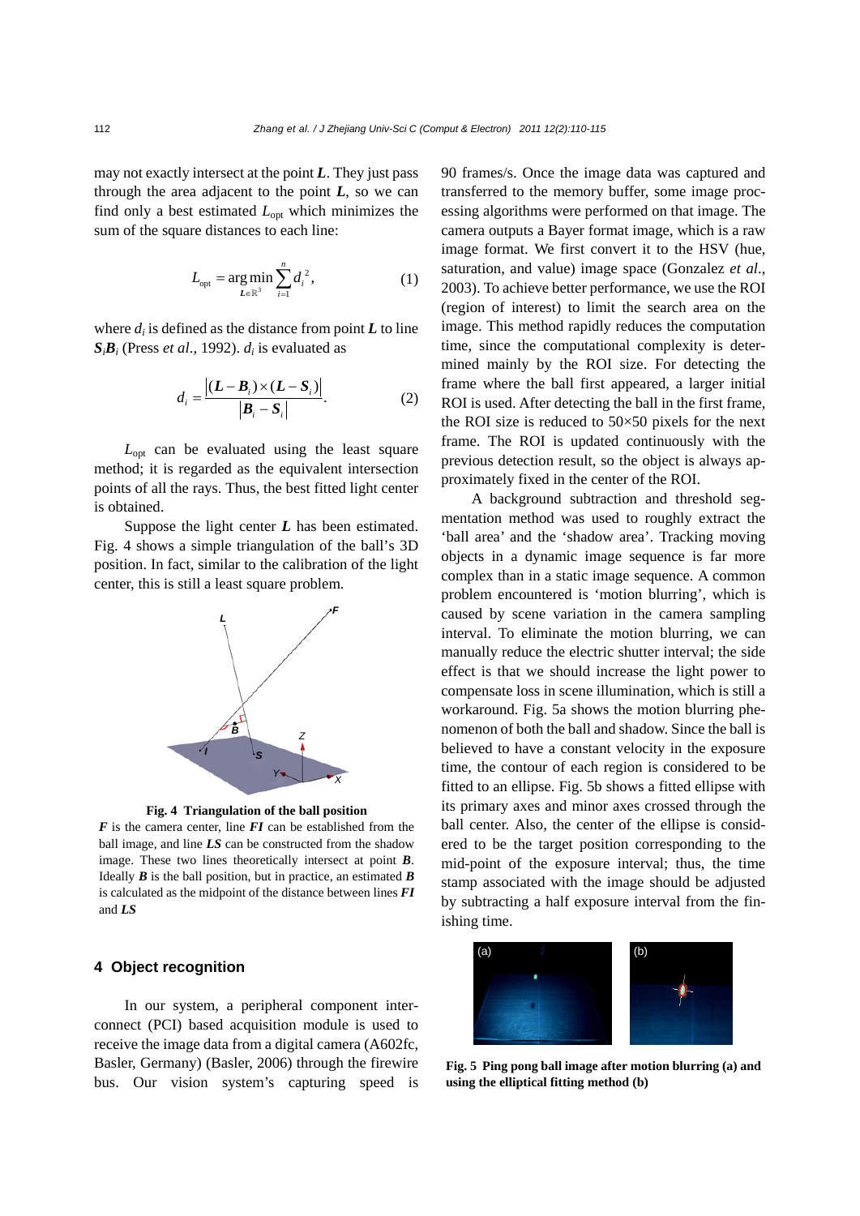may not exactly intersect at the point $\boldsymbol{L}$. They just pass through the area adjacent to the point $\boldsymbol{L}$, so we can find only a best estimated $L_{\text{opt}}$ which minimizes the sum of the square distances to each line:

$$L_{\text{opt}} = \underset{\boldsymbol{L}\in\mathbb{R}^3}{\arg\min} \sum_{i=1}^{n} d_i^{\,2}, \tag{1}$$

where $d_i$ is defined as the distance from point $\boldsymbol{L}$ to line $\boldsymbol{S}_i\boldsymbol{B}_i$ (Press *et al*., 1992). $d_i$ is evaluated as

$$d_i = \frac{\left|(\boldsymbol{L}-\boldsymbol{B}_i)\times(\boldsymbol{L}-\boldsymbol{S}_i)\right|}{\left|\boldsymbol{B}_i-\boldsymbol{S}_i\right|}. \tag{2}$$

$L_{\text{opt}}$ can be evaluated using the least square method; it is regarded as the equivalent intersection points of all the rays. Thus, the best fitted light center is obtained.

Suppose the light center $\boldsymbol{L}$ has been estimated. Fig. 4 shows a simple triangulation of the ball's 3D position. In fact, similar to the calibration of the light center, this is still a least square problem.

**Fig. 4 Triangulation of the ball position**

$\boldsymbol{F}$ is the camera center, line $\boldsymbol{FI}$ can be established from the ball image, and line $\boldsymbol{LS}$ can be constructed from the shadow image. These two lines theoretically intersect at point $\boldsymbol{B}$. Ideally $\boldsymbol{B}$ is the ball position, but in practice, an estimated $\boldsymbol{B}$ is calculated as the midpoint of the distance between lines $\boldsymbol{FI}$ and $\boldsymbol{LS}$

## 4 Object recognition

In our system, a peripheral component interconnect (PCI) based acquisition module is used to receive the image data from a digital camera (A602fc, Basler, Germany) (Basler, 2006) through the firewire bus. Our vision system's capturing speed is 90 frames/s. Once the image data was captured and transferred to the memory buffer, some image processing algorithms were performed on that image. The camera outputs a Bayer format image, which is a raw image format. We first convert it to the HSV (hue, saturation, and value) image space (Gonzalez *et al*., 2003). To achieve better performance, we use the ROI (region of interest) to limit the search area on the image. This method rapidly reduces the computation time, since the computational complexity is determined mainly by the ROI size. For detecting the frame where the ball first appeared, a larger initial ROI is used. After detecting the ball in the first frame, the ROI size is reduced to 50×50 pixels for the next frame. The ROI is updated continuously with the previous detection result, so the object is always approximately fixed in the center of the ROI.

A background subtraction and threshold segmentation method was used to roughly extract the 'ball area' and the 'shadow area'. Tracking moving objects in a dynamic image sequence is far more complex than in a static image sequence. A common problem encountered is 'motion blurring', which is caused by scene variation in the camera sampling interval. To eliminate the motion blurring, we can manually reduce the electric shutter interval; the side effect is that we should increase the light power to compensate loss in scene illumination, which is still a workaround. Fig. 5a shows the motion blurring phenomenon of both the ball and shadow. Since the ball is believed to have a constant velocity in the exposure time, the contour of each region is considered to be fitted to an ellipse. Fig. 5b shows a fitted ellipse with its primary axes and minor axes crossed through the ball center. Also, the center of the ellipse is considered to be the target position corresponding to the mid-point of the exposure interval; thus, the time stamp associated with the image should be adjusted by subtracting a half exposure interval from the finishing time.

**Fig. 5 Ping pong ball image after motion blurring (a) and using the elliptical fitting method (b)**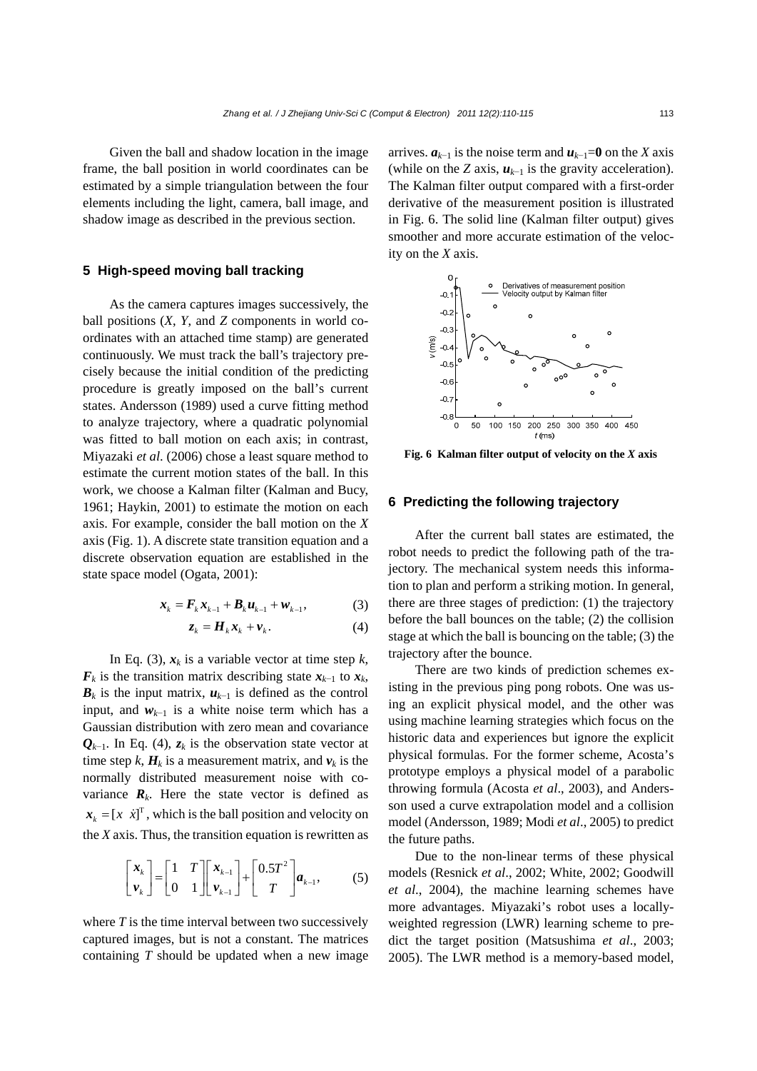Given the ball and shadow location in the image frame, the ball position in world coordinates can be estimated by a simple triangulation between the four elements including the light, camera, ball image, and shadow image as described in the previous section.

## 5 High-speed moving ball tracking

As the camera captures images successively, the ball positions (*X*, *Y*, and *Z* components in world coordinates with an attached time stamp) are generated continuously. We must track the ball's trajectory precisely because the initial condition of the predicting procedure is greatly imposed on the ball's current states. Andersson (1989) used a curve fitting method to analyze trajectory, where a quadratic polynomial was fitted to ball motion on each axis; in contrast, Miyazaki *et al*. (2006) chose a least square method to estimate the current motion states of the ball. In this work, we choose a Kalman filter (Kalman and Bucy, 1961; Haykin, 2001) to estimate the motion on each axis. For example, consider the ball motion on the *X* axis (Fig. 1). A discrete state transition equation and a discrete observation equation are established in the state space model (Ogata, 2001):

$$\boldsymbol{x}_k = \boldsymbol{F}_k \boldsymbol{x}_{k-1} + \boldsymbol{B}_k \boldsymbol{u}_{k-1} + \boldsymbol{w}_{k-1}, \tag{3}$$

$$\boldsymbol{z}_k = \boldsymbol{H}_k \boldsymbol{x}_k + \boldsymbol{v}_k. \tag{4}$$

In Eq. (3), $\boldsymbol{x}_k$ is a variable vector at time step $k$, $\boldsymbol{F}_k$ is the transition matrix describing state $\boldsymbol{x}_{k-1}$ to $\boldsymbol{x}_k$, $\boldsymbol{B}_k$ is the input matrix, $\boldsymbol{u}_{k-1}$ is defined as the control input, and $\boldsymbol{w}_{k-1}$ is a white noise term which has a Gaussian distribution with zero mean and covariance $\boldsymbol{Q}_{k-1}$. In Eq. (4), $\boldsymbol{z}_k$ is the observation state vector at time step $k$, $\boldsymbol{H}_k$ is a measurement matrix, and $\boldsymbol{v}_k$ is the normally distributed measurement noise with covariance $\boldsymbol{R}_k$. Here the state vector is defined as $\boldsymbol{x}_k = [x \;\; \dot{x}]^{\mathrm{T}}$, which is the ball position and velocity on the *X* axis. Thus, the transition equation is rewritten as

$$\begin{bmatrix} \boldsymbol{x}_k \\ \boldsymbol{v}_k \end{bmatrix} = \begin{bmatrix} 1 & T \\ 0 & 1 \end{bmatrix} \begin{bmatrix} \boldsymbol{x}_{k-1} \\ \boldsymbol{v}_{k-1} \end{bmatrix} + \begin{bmatrix} 0.5T^2 \\ T \end{bmatrix} \boldsymbol{a}_{k-1}, \tag{5}$$

where $T$ is the time interval between two successively captured images, but is not a constant. The matrices containing $T$ should be updated when a new image arrives. $\boldsymbol{a}_{k-1}$ is the noise term and $\boldsymbol{u}_{k-1}=\boldsymbol{0}$ on the *X* axis (while on the *Z* axis, $\boldsymbol{u}_{k-1}$ is the gravity acceleration). The Kalman filter output compared with a first-order derivative of the measurement position is illustrated in Fig. 6. The solid line (Kalman filter output) gives smoother and more accurate estimation of the velocity on the *X* axis.

**Fig. 6 Kalman filter output of velocity on the *X* axis**

## 6 Predicting the following trajectory

After the current ball states are estimated, the robot needs to predict the following path of the trajectory. The mechanical system needs this information to plan and perform a striking motion. In general, there are three stages of prediction: (1) the trajectory before the ball bounces on the table; (2) the collision stage at which the ball is bouncing on the table; (3) the trajectory after the bounce.

There are two kinds of prediction schemes existing in the previous ping pong robots. One was using an explicit physical model, and the other was using machine learning strategies which focus on the historic data and experiences but ignore the explicit physical formulas. For the former scheme, Acosta's prototype employs a physical model of a parabolic throwing formula (Acosta *et al*., 2003), and Andersson used a curve extrapolation model and a collision model (Andersson, 1989; Modi *et al*., 2005) to predict the future paths.

Due to the non-linear terms of these physical models (Resnick *et al*., 2002; White, 2002; Goodwill *et al*., 2004), the machine learning schemes have more advantages. Miyazaki's robot uses a locally-weighted regression (LWR) learning scheme to predict the target position (Matsushima *et al*., 2003; 2005). The LWR method is a memory-based model,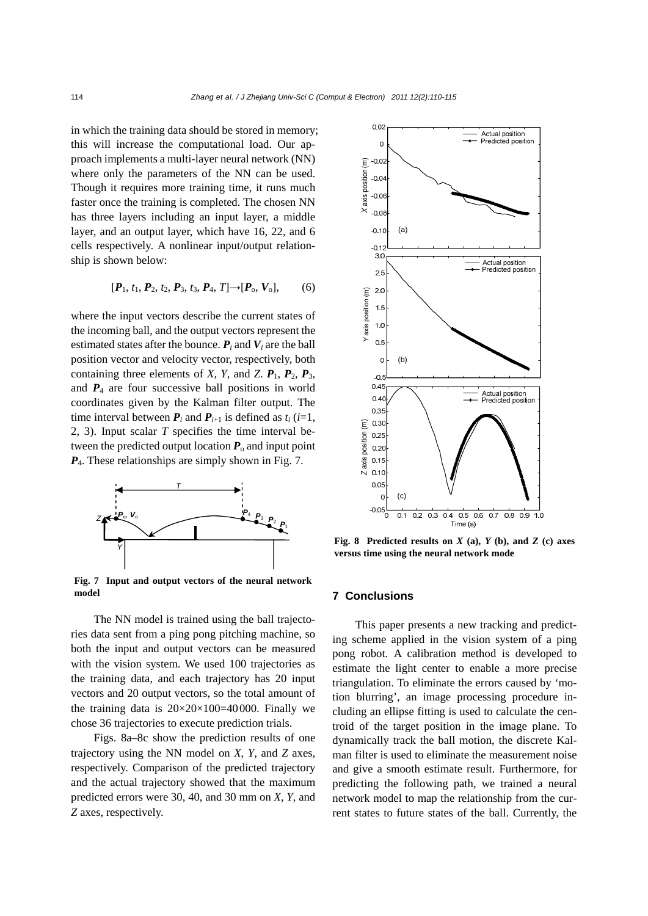in which the training data should be stored in memory; this will increase the computational load. Our approach implements a multi-layer neural network (NN) where only the parameters of the NN can be used. Though it requires more training time, it runs much faster once the training is completed. The chosen NN has three layers including an input layer, a middle layer, and an output layer, which have 16, 22, and 6 cells respectively. A nonlinear input/output relationship is shown below:

$$[\boldsymbol{P}_1, t_1, \boldsymbol{P}_2, t_2, \boldsymbol{P}_3, t_3, \boldsymbol{P}_4, T] \rightarrow [\boldsymbol{P}_\text{o}, \boldsymbol{V}_\text{o}], \qquad (6)$$

where the input vectors describe the current states of the incoming ball, and the output vectors represent the estimated states after the bounce. $\boldsymbol{P}_i$ and $\boldsymbol{V}_i$ are the ball position vector and velocity vector, respectively, both containing three elements of $X$, $Y$, and $Z$. $\boldsymbol{P}_1$, $\boldsymbol{P}_2$, $\boldsymbol{P}_3$, and $\boldsymbol{P}_4$ are four successive ball positions in world coordinates given by the Kalman filter output. The time interval between $\boldsymbol{P}_i$ and $\boldsymbol{P}_{i+1}$ is defined as $t_i$ ($i$=1, 2, 3). Input scalar $T$ specifies the time interval between the predicted output location $\boldsymbol{P}_\text{o}$ and input point $\boldsymbol{P}_4$. These relationships are simply shown in Fig. 7.

**Fig. 7 Input and output vectors of the neural network model**

The NN model is trained using the ball trajectories data sent from a ping pong pitching machine, so both the input and output vectors can be measured with the vision system. We used 100 trajectories as the training data, and each trajectory has 20 input vectors and 20 output vectors, so the total amount of the training data is 20×20×100=40 000. Finally we chose 36 trajectories to execute prediction trials.

Figs. 8a–8c show the prediction results of one trajectory using the NN model on $X$, $Y$, and $Z$ axes, respectively. Comparison of the predicted trajectory and the actual trajectory showed that the maximum predicted errors were 30, 40, and 30 mm on $X$, $Y$, and $Z$ axes, respectively.

**Fig. 8 Predicted results on $X$ (a), $Y$ (b), and $Z$ (c) axes versus time using the neural network mode**

## 7 Conclusions

This paper presents a new tracking and predicting scheme applied in the vision system of a ping pong robot. A calibration method is developed to estimate the light center to enable a more precise triangulation. To eliminate the errors caused by 'motion blurring', an image processing procedure including an ellipse fitting is used to calculate the centroid of the target position in the image plane. To dynamically track the ball motion, the discrete Kalman filter is used to eliminate the measurement noise and give a smooth estimate result. Furthermore, for predicting the following path, we trained a neural network model to map the relationship from the current states to future states of the ball. Currently, the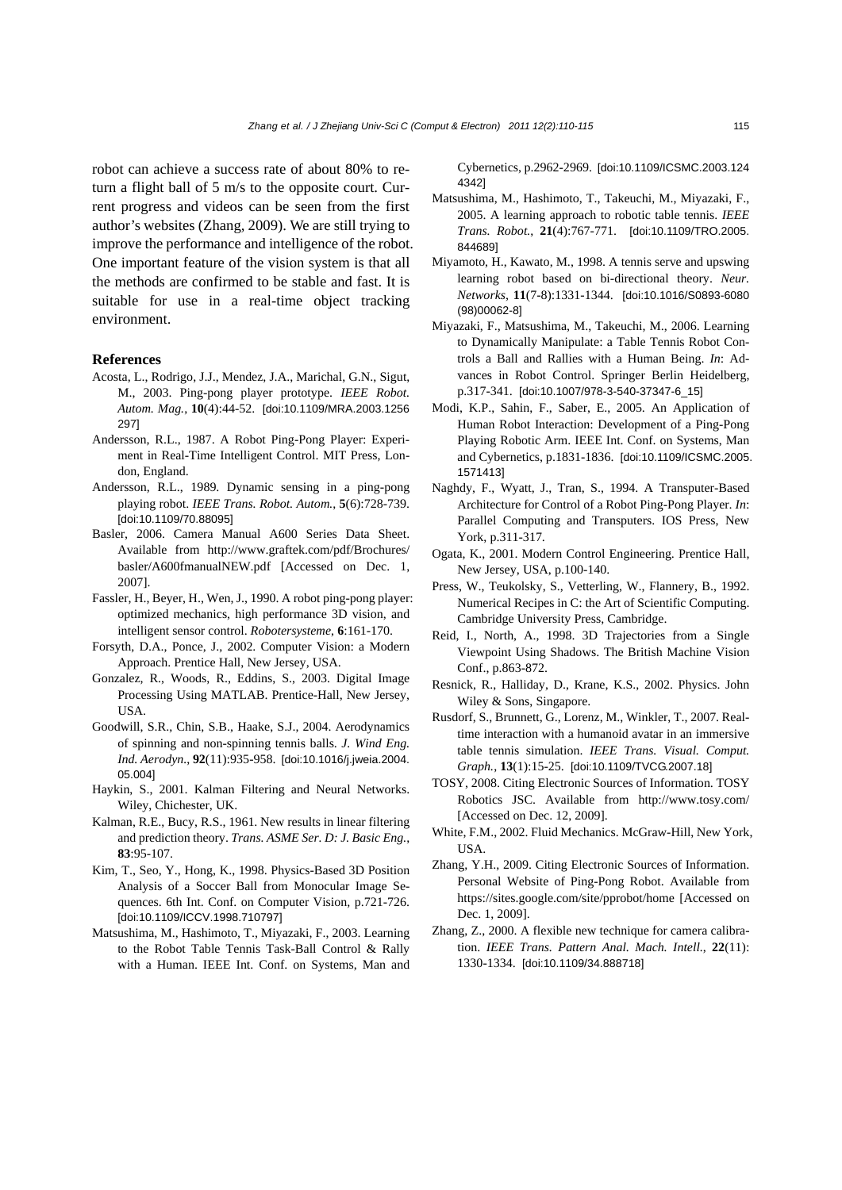robot can achieve a success rate of about 80% to return a flight ball of 5 m/s to the opposite court. Current progress and videos can be seen from the first author's websites (Zhang, 2009). We are still trying to improve the performance and intelligence of the robot. One important feature of the vision system is that all the methods are confirmed to be stable and fast. It is suitable for use in a real-time object tracking environment.

## References

Acosta, L., Rodrigo, J.J., Mendez, J.A., Marichal, G.N., Sigut, M., 2003. Ping-pong player prototype. *IEEE Robot. Autom. Mag.*, **10**(4):44-52. [doi:10.1109/MRA.2003.1256297]

Andersson, R.L., 1987. A Robot Ping-Pong Player: Experiment in Real-Time Intelligent Control. MIT Press, London, England.

Andersson, R.L., 1989. Dynamic sensing in a ping-pong playing robot. *IEEE Trans. Robot. Autom.*, **5**(6):728-739. [doi:10.1109/70.88095]

Basler, 2006. Camera Manual A600 Series Data Sheet. Available from http://www.graftek.com/pdf/Brochures/basler/A600fmanualNEW.pdf [Accessed on Dec. 1, 2007].

Fassler, H., Beyer, H., Wen, J., 1990. A robot ping-pong player: optimized mechanics, high performance 3D vision, and intelligent sensor control. *Robotersysteme*, **6**:161-170.

Forsyth, D.A., Ponce, J., 2002. Computer Vision: a Modern Approach. Prentice Hall, New Jersey, USA.

Gonzalez, R., Woods, R., Eddins, S., 2003. Digital Image Processing Using MATLAB. Prentice-Hall, New Jersey, USA.

Goodwill, S.R., Chin, S.B., Haake, S.J., 2004. Aerodynamics of spinning and non-spinning tennis balls. *J. Wind Eng. Ind. Aerodyn.*, **92**(11):935-958. [doi:10.1016/j.jweia.2004.05.004]

Haykin, S., 2001. Kalman Filtering and Neural Networks. Wiley, Chichester, UK.

Kalman, R.E., Bucy, R.S., 1961. New results in linear filtering and prediction theory. *Trans. ASME Ser. D: J. Basic Eng.*, **83**:95-107.

Kim, T., Seo, Y., Hong, K., 1998. Physics-Based 3D Position Analysis of a Soccer Ball from Monocular Image Sequences. 6th Int. Conf. on Computer Vision, p.721-726. [doi:10.1109/ICCV.1998.710797]

Matsushima, M., Hashimoto, T., Miyazaki, F., 2003. Learning to the Robot Table Tennis Task-Ball Control & Rally with a Human. IEEE Int. Conf. on Systems, Man and Cybernetics, p.2962-2969. [doi:10.1109/ICSMC.2003.1244342]

Matsushima, M., Hashimoto, T., Takeuchi, M., Miyazaki, F., 2005. A learning approach to robotic table tennis. *IEEE Trans. Robot.*, **21**(4):767-771. [doi:10.1109/TRO.2005.844689]

Miyamoto, H., Kawato, M., 1998. A tennis serve and upswing learning robot based on bi-directional theory. *Neur. Networks*, **11**(7-8):1331-1344. [doi:10.1016/S0893-6080(98)00062-8]

Miyazaki, F., Matsushima, M., Takeuchi, M., 2006. Learning to Dynamically Manipulate: a Table Tennis Robot Controls a Ball and Rallies with a Human Being. *In*: Advances in Robot Control. Springer Berlin Heidelberg, p.317-341. [doi:10.1007/978-3-540-37347-6_15]

Modi, K.P., Sahin, F., Saber, E., 2005. An Application of Human Robot Interaction: Development of a Ping-Pong Playing Robotic Arm. IEEE Int. Conf. on Systems, Man and Cybernetics, p.1831-1836. [doi:10.1109/ICSMC.2005.1571413]

Naghdy, F., Wyatt, J., Tran, S., 1994. A Transputer-Based Architecture for Control of a Robot Ping-Pong Player. *In*: Parallel Computing and Transputers. IOS Press, New York, p.311-317.

Ogata, K., 2001. Modern Control Engineering. Prentice Hall, New Jersey, USA, p.100-140.

Press, W., Teukolsky, S., Vetterling, W., Flannery, B., 1992. Numerical Recipes in C: the Art of Scientific Computing. Cambridge University Press, Cambridge.

Reid, I., North, A., 1998. 3D Trajectories from a Single Viewpoint Using Shadows. The British Machine Vision Conf., p.863-872.

Resnick, R., Halliday, D., Krane, K.S., 2002. Physics. John Wiley & Sons, Singapore.

Rusdorf, S., Brunnett, G., Lorenz, M., Winkler, T., 2007. Real-time interaction with a humanoid avatar in an immersive table tennis simulation. *IEEE Trans. Visual. Comput. Graph.*, **13**(1):15-25. [doi:10.1109/TVCG.2007.18]

TOSY, 2008. Citing Electronic Sources of Information. TOSY Robotics JSC. Available from http://www.tosy.com/ [Accessed on Dec. 12, 2009].

White, F.M., 2002. Fluid Mechanics. McGraw-Hill, New York, USA.

Zhang, Y.H., 2009. Citing Electronic Sources of Information. Personal Website of Ping-Pong Robot. Available from https://sites.google.com/site/pprobot/home [Accessed on Dec. 1, 2009].

Zhang, Z., 2000. A flexible new technique for camera calibration. *IEEE Trans. Pattern Anal. Mach. Intell.*, **22**(11): 1330-1334. [doi:10.1109/34.888718]